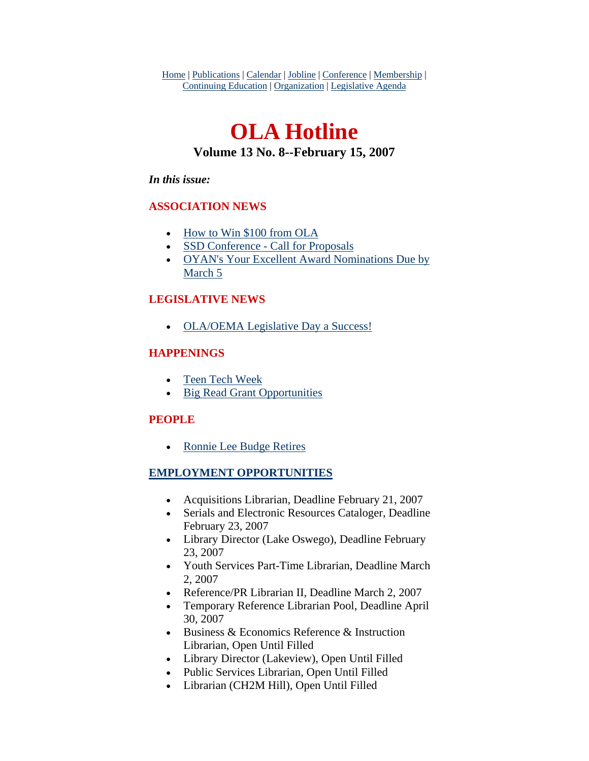Home | Publications | Calendar | Jobline | Conference | Membership | Continuing Education | Organization | Legislative Agenda

# OLA Hotline

### Volume 13 No. 8--February 15, 2007

***In this issue:***

**ASSOCIATION NEWS**

- How to Win $100 from OLA
- SSD Conference - Call for Proposals
- OYAN's Your Excellent Award Nominations Due by March 5

**LEGISLATIVE NEWS**

- OLA/OEMA Legislative Day a Success!

**HAPPENINGS**

- Teen Tech Week
- Big Read Grant Opportunities

**PEOPLE**

- Ronnie Lee Budge Retires

**EMPLOYMENT OPPORTUNITIES**

- Acquisitions Librarian, Deadline February 21, 2007
- Serials and Electronic Resources Cataloger, Deadline February 23, 2007
- Library Director (Lake Oswego), Deadline February 23, 2007
- Youth Services Part-Time Librarian, Deadline March 2, 2007
- Reference/PR Librarian II, Deadline March 2, 2007
- Temporary Reference Librarian Pool, Deadline April 30, 2007
- Business & Economics Reference & Instruction Librarian, Open Until Filled
- Library Director (Lakeview), Open Until Filled
- Public Services Librarian, Open Until Filled
- Librarian (CH2M Hill), Open Until Filled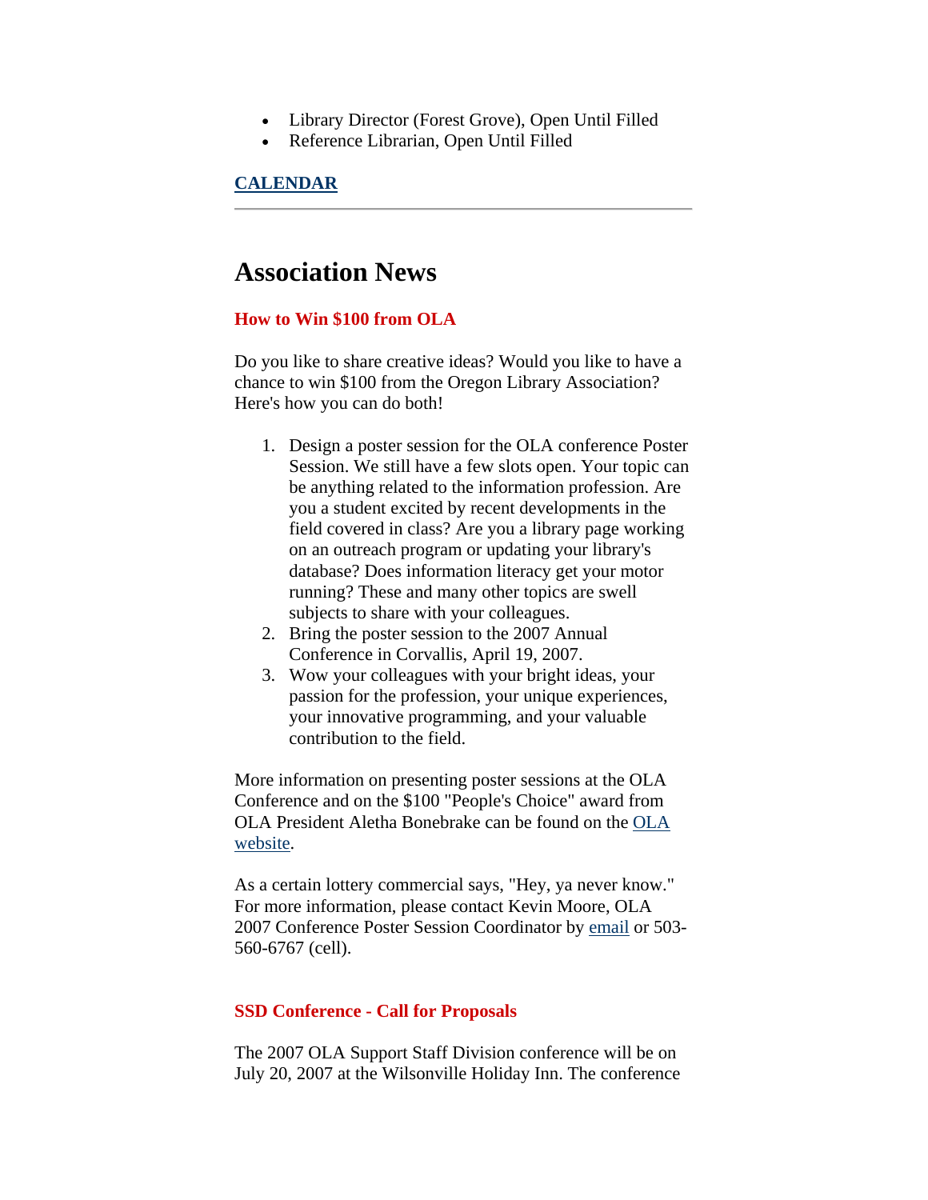- Library Director (Forest Grove), Open Until Filled
- Reference Librarian, Open Until Filled

**CALENDAR**

---

# Association News

### How to Win $100 from OLA

Do you like to share creative ideas? Would you like to have a chance to win $100 from the Oregon Library Association? Here's how you can do both!

1. Design a poster session for the OLA conference Poster Session. We still have a few slots open. Your topic can be anything related to the information profession. Are you a student excited by recent developments in the field covered in class? Are you a library page working on an outreach program or updating your library's database? Does information literacy get your motor running? These and many other topics are swell subjects to share with your colleagues.
2. Bring the poster session to the 2007 Annual Conference in Corvallis, April 19, 2007.
3. Wow your colleagues with your bright ideas, your passion for the profession, your unique experiences, your innovative programming, and your valuable contribution to the field.

More information on presenting poster sessions at the OLA Conference and on the $100 "People's Choice" award from OLA President Aletha Bonebrake can be found on the OLA website.

As a certain lottery commercial says, "Hey, ya never know." For more information, please contact Kevin Moore, OLA 2007 Conference Poster Session Coordinator by email or 503-560-6767 (cell).

### SSD Conference - Call for Proposals

The 2007 OLA Support Staff Division conference will be on July 20, 2007 at the Wilsonville Holiday Inn. The conference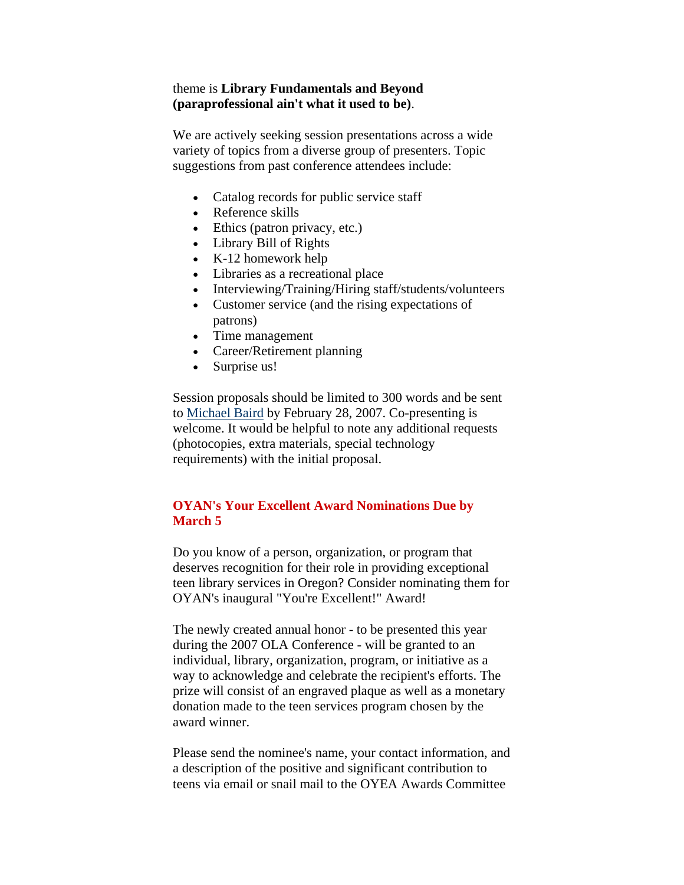theme is **Library Fundamentals and Beyond (paraprofessional ain't what it used to be)**.

We are actively seeking session presentations across a wide variety of topics from a diverse group of presenters. Topic suggestions from past conference attendees include:

- Catalog records for public service staff
- Reference skills
- Ethics (patron privacy, etc.)
- Library Bill of Rights
- K-12 homework help
- Libraries as a recreational place
- Interviewing/Training/Hiring staff/students/volunteers
- Customer service (and the rising expectations of patrons)
- Time management
- Career/Retirement planning
- Surprise us!

Session proposals should be limited to 300 words and be sent to Michael Baird by February 28, 2007. Co-presenting is welcome. It would be helpful to note any additional requests (photocopies, extra materials, special technology requirements) with the initial proposal.

### OYAN's Your Excellent Award Nominations Due by March 5

Do you know of a person, organization, or program that deserves recognition for their role in providing exceptional teen library services in Oregon? Consider nominating them for OYAN's inaugural "You're Excellent!" Award!

The newly created annual honor - to be presented this year during the 2007 OLA Conference - will be granted to an individual, library, organization, program, or initiative as a way to acknowledge and celebrate the recipient's efforts. The prize will consist of an engraved plaque as well as a monetary donation made to the teen services program chosen by the award winner.

Please send the nominee's name, your contact information, and a description of the positive and significant contribution to teens via email or snail mail to the OYEA Awards Committee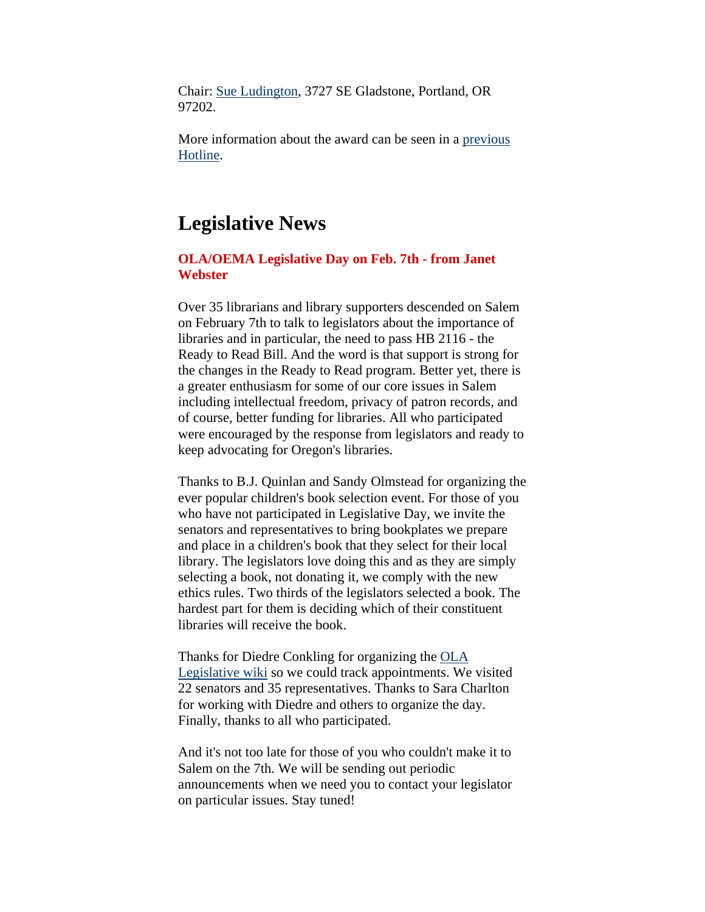Chair: [Sue Ludington](), 3727 SE Gladstone, Portland, OR 97202.

More information about the award can be seen in a [previous Hotline]().

# Legislative News

### OLA/OEMA Legislative Day on Feb. 7th - from Janet Webster

Over 35 librarians and library supporters descended on Salem on February 7th to talk to legislators about the importance of libraries and in particular, the need to pass HB 2116 - the Ready to Read Bill. And the word is that support is strong for the changes in the Ready to Read program. Better yet, there is a greater enthusiasm for some of our core issues in Salem including intellectual freedom, privacy of patron records, and of course, better funding for libraries. All who participated were encouraged by the response from legislators and ready to keep advocating for Oregon's libraries.

Thanks to B.J. Quinlan and Sandy Olmstead for organizing the ever popular children's book selection event. For those of you who have not participated in Legislative Day, we invite the senators and representatives to bring bookplates we prepare and place in a children's book that they select for their local library. The legislators love doing this and as they are simply selecting a book, not donating it, we comply with the new ethics rules. Two thirds of the legislators selected a book. The hardest part for them is deciding which of their constituent libraries will receive the book.

Thanks for Diedre Conkling for organizing the [OLA Legislative wiki]() so we could track appointments. We visited 22 senators and 35 representatives. Thanks to Sara Charlton for working with Diedre and others to organize the day. Finally, thanks to all who participated.

And it's not too late for those of you who couldn't make it to Salem on the 7th. We will be sending out periodic announcements when we need you to contact your legislator on particular issues. Stay tuned!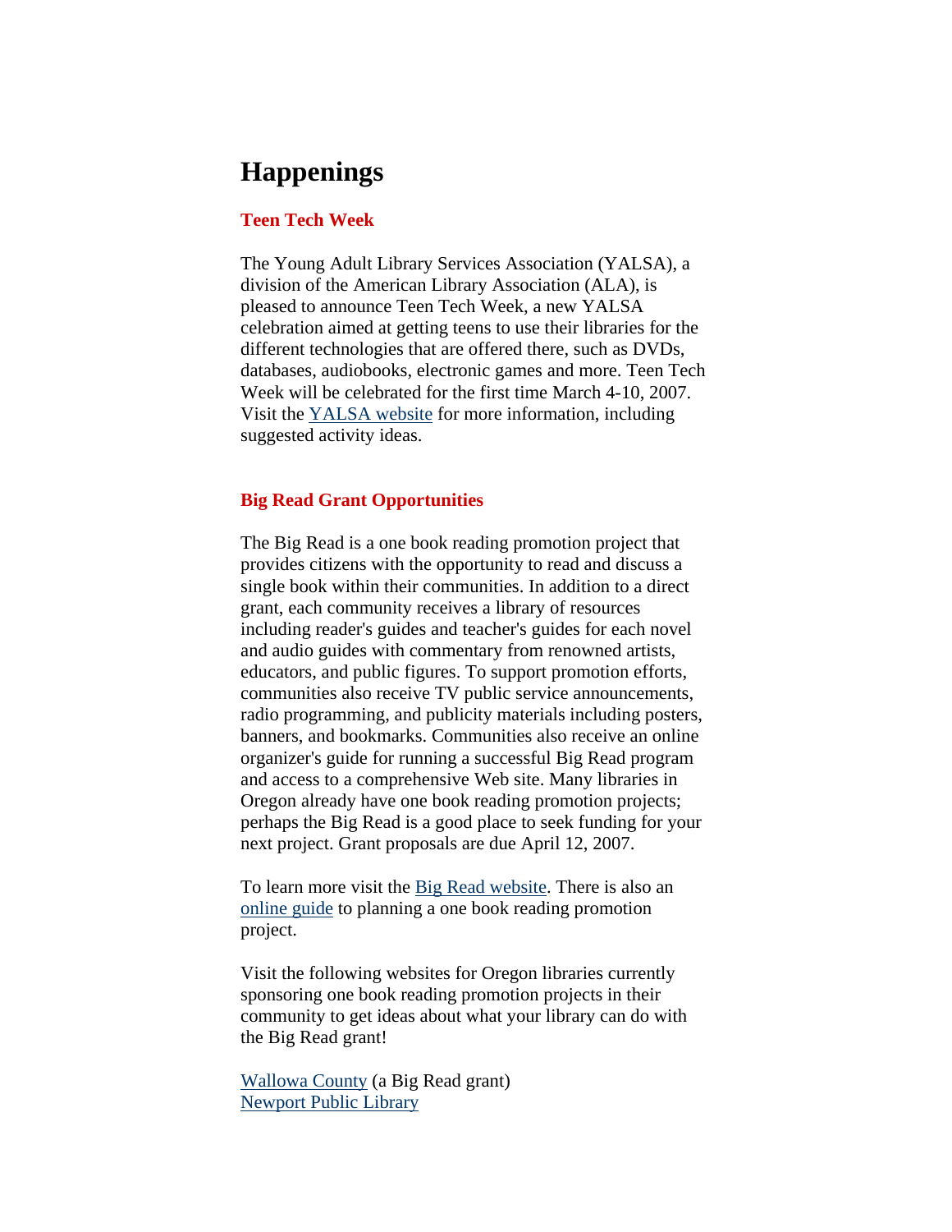# Happenings

### Teen Tech Week

The Young Adult Library Services Association (YALSA), a division of the American Library Association (ALA), is pleased to announce Teen Tech Week, a new YALSA celebration aimed at getting teens to use their libraries for the different technologies that are offered there, such as DVDs, databases, audiobooks, electronic games and more. Teen Tech Week will be celebrated for the first time March 4-10, 2007. Visit the YALSA website for more information, including suggested activity ideas.

### Big Read Grant Opportunities

The Big Read is a one book reading promotion project that provides citizens with the opportunity to read and discuss a single book within their communities. In addition to a direct grant, each community receives a library of resources including reader's guides and teacher's guides for each novel and audio guides with commentary from renowned artists, educators, and public figures. To support promotion efforts, communities also receive TV public service announcements, radio programming, and publicity materials including posters, banners, and bookmarks. Communities also receive an online organizer's guide for running a successful Big Read program and access to a comprehensive Web site. Many libraries in Oregon already have one book reading promotion projects; perhaps the Big Read is a good place to seek funding for your next project. Grant proposals are due April 12, 2007.

To learn more visit the Big Read website. There is also an online guide to planning a one book reading promotion project.

Visit the following websites for Oregon libraries currently sponsoring one book reading promotion projects in their community to get ideas about what your library can do with the Big Read grant!

Wallowa County (a Big Read grant)
Newport Public Library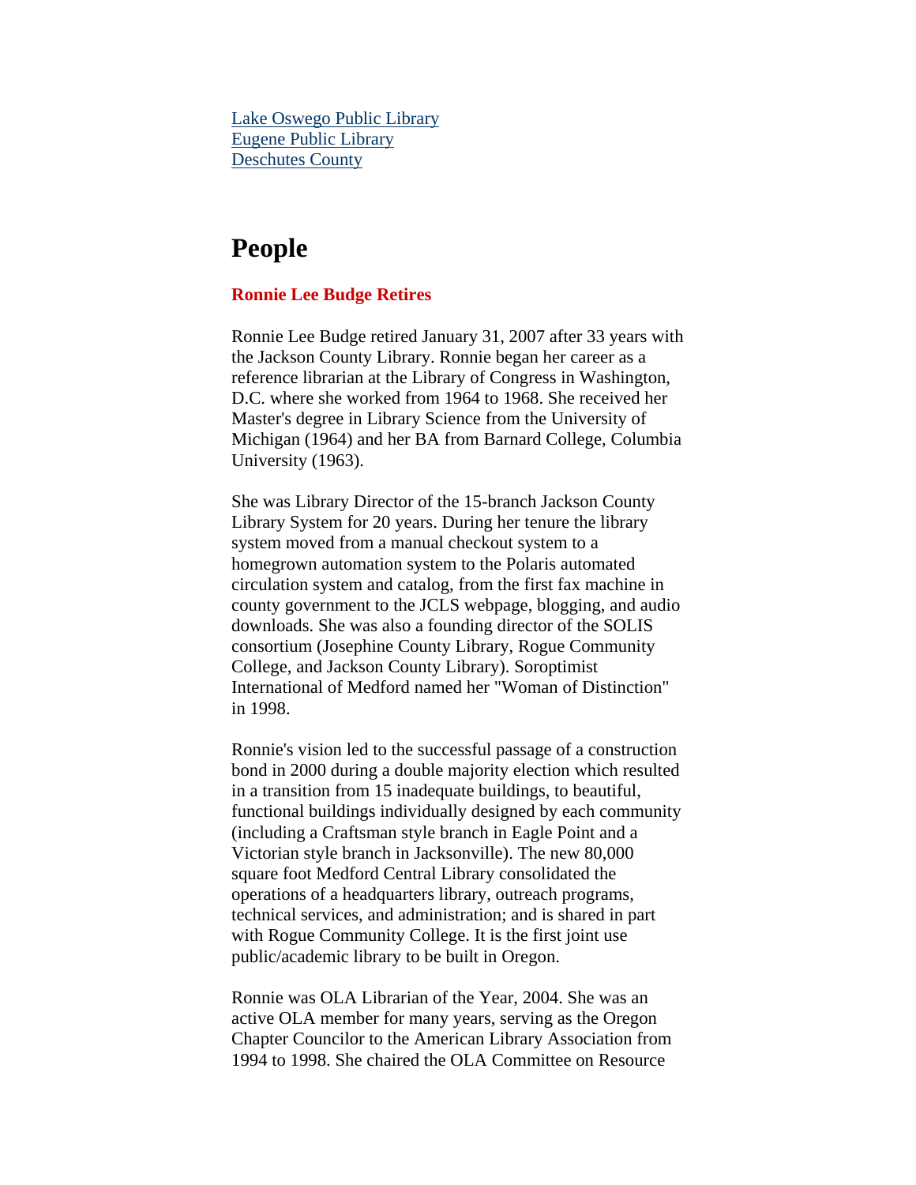[Lake Oswego Public Library]
[Eugene Public Library]
[Deschutes County]

## People

### Ronnie Lee Budge Retires

Ronnie Lee Budge retired January 31, 2007 after 33 years with the Jackson County Library. Ronnie began her career as a reference librarian at the Library of Congress in Washington, D.C. where she worked from 1964 to 1968. She received her Master's degree in Library Science from the University of Michigan (1964) and her BA from Barnard College, Columbia University (1963).

She was Library Director of the 15-branch Jackson County Library System for 20 years. During her tenure the library system moved from a manual checkout system to a homegrown automation system to the Polaris automated circulation system and catalog, from the first fax machine in county government to the JCLS webpage, blogging, and audio downloads. She was also a founding director of the SOLIS consortium (Josephine County Library, Rogue Community College, and Jackson County Library). Soroptimist International of Medford named her "Woman of Distinction" in 1998.

Ronnie's vision led to the successful passage of a construction bond in 2000 during a double majority election which resulted in a transition from 15 inadequate buildings, to beautiful, functional buildings individually designed by each community (including a Craftsman style branch in Eagle Point and a Victorian style branch in Jacksonville). The new 80,000 square foot Medford Central Library consolidated the operations of a headquarters library, outreach programs, technical services, and administration; and is shared in part with Rogue Community College. It is the first joint use public/academic library to be built in Oregon.

Ronnie was OLA Librarian of the Year, 2004. She was an active OLA member for many years, serving as the Oregon Chapter Councilor to the American Library Association from 1994 to 1998. She chaired the OLA Committee on Resource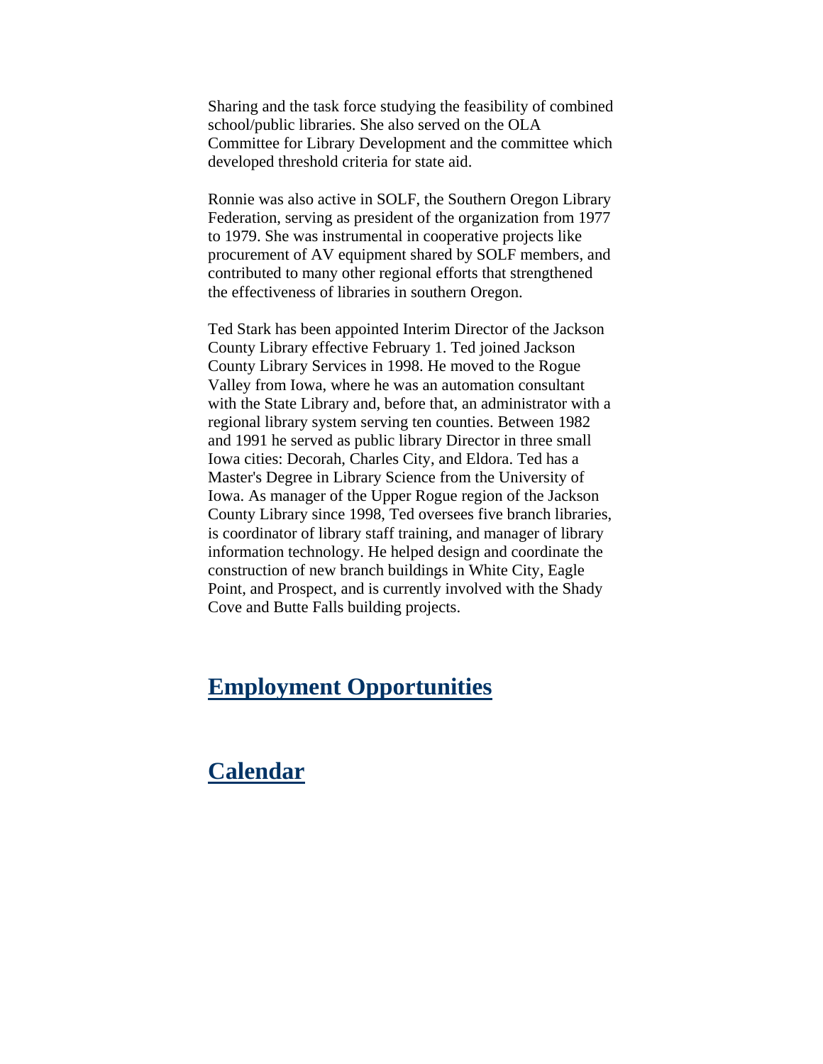Sharing and the task force studying the feasibility of combined school/public libraries. She also served on the OLA Committee for Library Development and the committee which developed threshold criteria for state aid.

Ronnie was also active in SOLF, the Southern Oregon Library Federation, serving as president of the organization from 1977 to 1979. She was instrumental in cooperative projects like procurement of AV equipment shared by SOLF members, and contributed to many other regional efforts that strengthened the effectiveness of libraries in southern Oregon.

Ted Stark has been appointed Interim Director of the Jackson County Library effective February 1. Ted joined Jackson County Library Services in 1998. He moved to the Rogue Valley from Iowa, where he was an automation consultant with the State Library and, before that, an administrator with a regional library system serving ten counties. Between 1982 and 1991 he served as public library Director in three small Iowa cities: Decorah, Charles City, and Eldora. Ted has a Master's Degree in Library Science from the University of Iowa. As manager of the Upper Rogue region of the Jackson County Library since 1998, Ted oversees five branch libraries, is coordinator of library staff training, and manager of library information technology. He helped design and coordinate the construction of new branch buildings in White City, Eagle Point, and Prospect, and is currently involved with the Shady Cove and Butte Falls building projects.

## Employment Opportunities

## Calendar